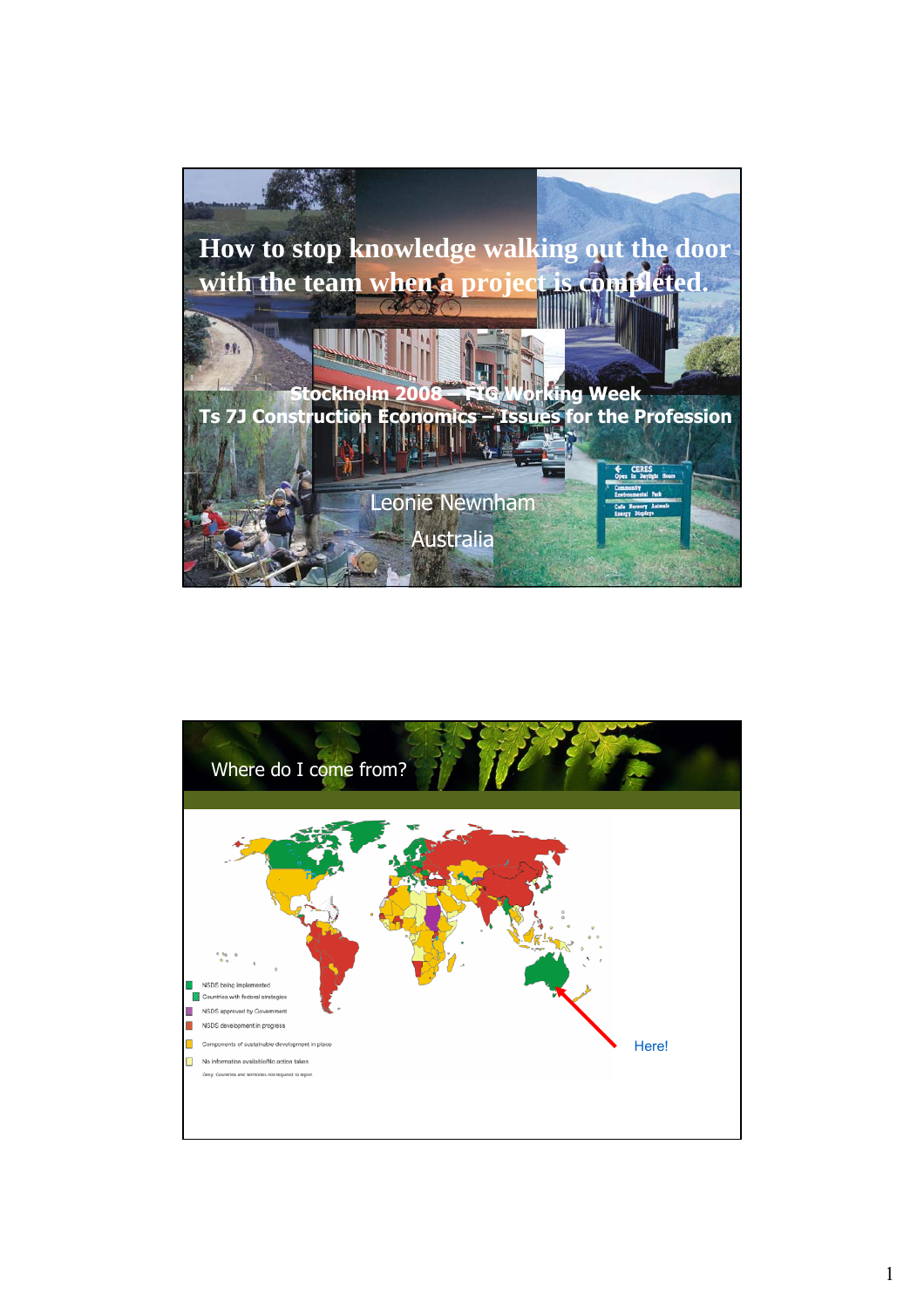# How to stop knowledge walking out the door with the team when a project is completed.

Stockholm 2008 – FIG Working Week
Ts 7J Construction Economics – Issues for the Profession

Leonie Newnham

Australia

## Where do I come from?

- NSDS being implemented
- Countries with federal strategies
- NSDS approved by Government
- NSDS development in progress
- Components of sustainable development in place
- No information available/No action taken

Grey: Countries and territories not required to report

Here!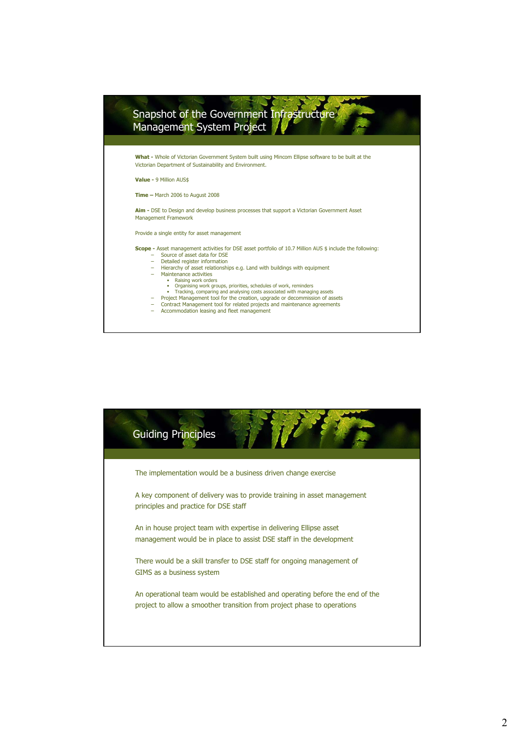## Snapshot of the Government Infrastructure Management System Project

**What -** Whole of Victorian Government System built using Mincom Ellipse software to be built at the Victorian Department of Sustainability and Environment.

**Value -** 9 Million AUS$

**Time –** March 2006 to August 2008

**Aim -** DSE to Design and develop business processes that support a Victorian Government Asset Management Framework

Provide a single entity for asset management

**Scope -** Asset management activities for DSE asset portfolio of 10.7 Million AUS $ include the following:

- Source of asset data for DSE
- Detailed register information
- Hierarchy of asset relationships e.g. Land with buildings with equipment
- Maintenance activities
  - Raising work orders
  - Organising work groups, priorities, schedules of work, reminders
  - Tracking, comparing and analysing costs associated with managing assets
- Project Management tool for the creation, upgrade or decommission of assets
- Contract Management tool for related projects and maintenance agreements
- Accommodation leasing and fleet management

## Guiding Principles

The implementation would be a business driven change exercise

A key component of delivery was to provide training in asset management principles and practice for DSE staff

An in house project team with expertise in delivering Ellipse asset management would be in place to assist DSE staff in the development

There would be a skill transfer to DSE staff for ongoing management of GIMS as a business system

An operational team would be established and operating before the end of the project to allow a smoother transition from project phase to operations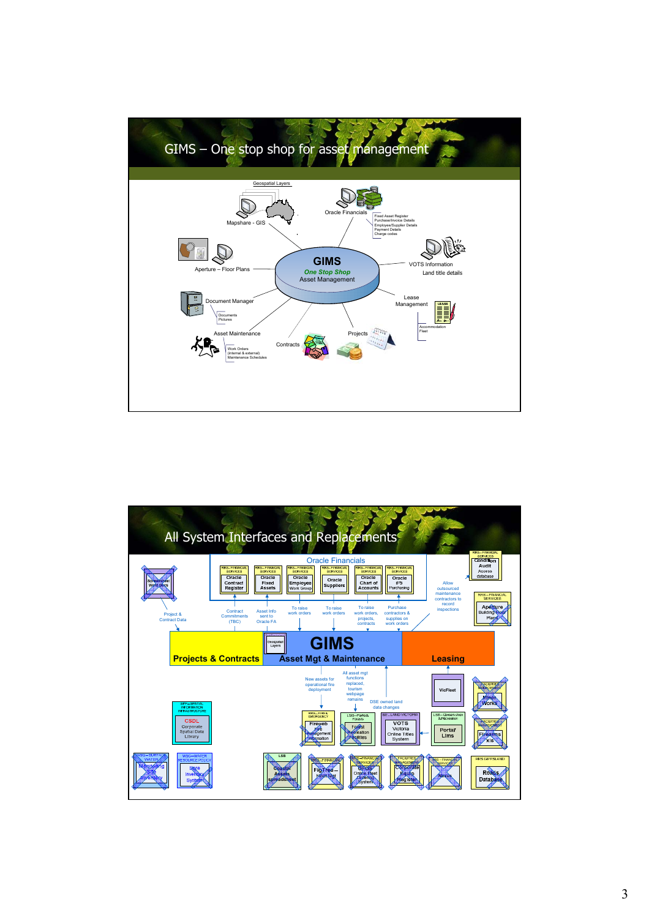# GIMS – One stop shop for asset management

Geospatial Layers

Mapshare - GIS

Oracle Financials

Fixed Asset Register
Purchase/Invoice Details
Employee/Supplier Details
Payment Details
Charge codes

Aperture – Floor Plans

**GIMS**
*One Stop Shop*
Asset Management

VOTS Information
Land title details

Document Manager

Documents
Pictures

Lease
Management

Accommodation
Fleet

Asset Maintenance

Work Orders
(internal & external)
Maintenance Schedules

Contracts

Projects

# All System Interfaces and Replacements

Oracle Financials

| RRS – FINANCIAL SERVICES | RRS – FINANCIAL SERVICES | RRS – FINANCIAL SERVICES | RRS – FINANCIAL SERVICES | RRS – FINANCIAL SERVICES | RRS – FINANCIAL SERVICES |
|---|---|---|---|---|---|
| Oracle Contract Register | Oracle Fixed Assets | Oracle Employee Work Group | Oracle Suppliers | Oracle Chart of Accounts | Oracle IPS Purchasing |

Spreadsheet Word Docs

Project & Contract Data

Contract Commitments (TBC)

Asset Info sent to Oracle FA

To raise work orders

To raise work orders

To raise work orders, projects, contracts

Purchase contractors & supplies on work orders

Allow outsourced maintenance contractors to record inspections

RRS – FINANCIAL SERVICES: Condition Audit Access database

RRS – FINANCIAL SERVICES: Aperture Building Floor Plans

**Projects & Contracts**

Geospatial Layers

**GIMS**
**Asset Mgt & Maintenance**

**Leasing**

New assets for operational fire deployment

All asset mgt functions replaced, tourism webpage remains

DSE owned land data changes

VicFleet

FACILITIES MANAGEMENT: Minor Works

SPS – SPATIAL INFORMATION INFRASTRUCTURE: CSDL Corporate Spatial Data Library

RRS – FIRE & EMERGENCY: Firewb Fire Management Information

LSB – Parks & Forests: Forest Recreation Facilities

BE – LAND VICTORIA: VOTS Victoria Online Titles System

LSB – Conservation & Recreation: Portal Lims

FACILITIES MANAGEMENT: Firearms xls

WSG – SURFACE WATER: Monitoring Site Inventory

WSG – WATER RESOURCE POLICY: Bore Inventory System

LSB: Coastal Assets spreadsheet

RRS – FINANCIAL: FigTree – Fleet Mgt

RRS – FINANCIAL SERVICES: OFOS Online Fleet Ordering System

FACILITIES MANAGEMENT: Corporate Equip Register

RRS – FINANCIAL SERVICES: Nexus

RRS GIPPSLAND: Roads Database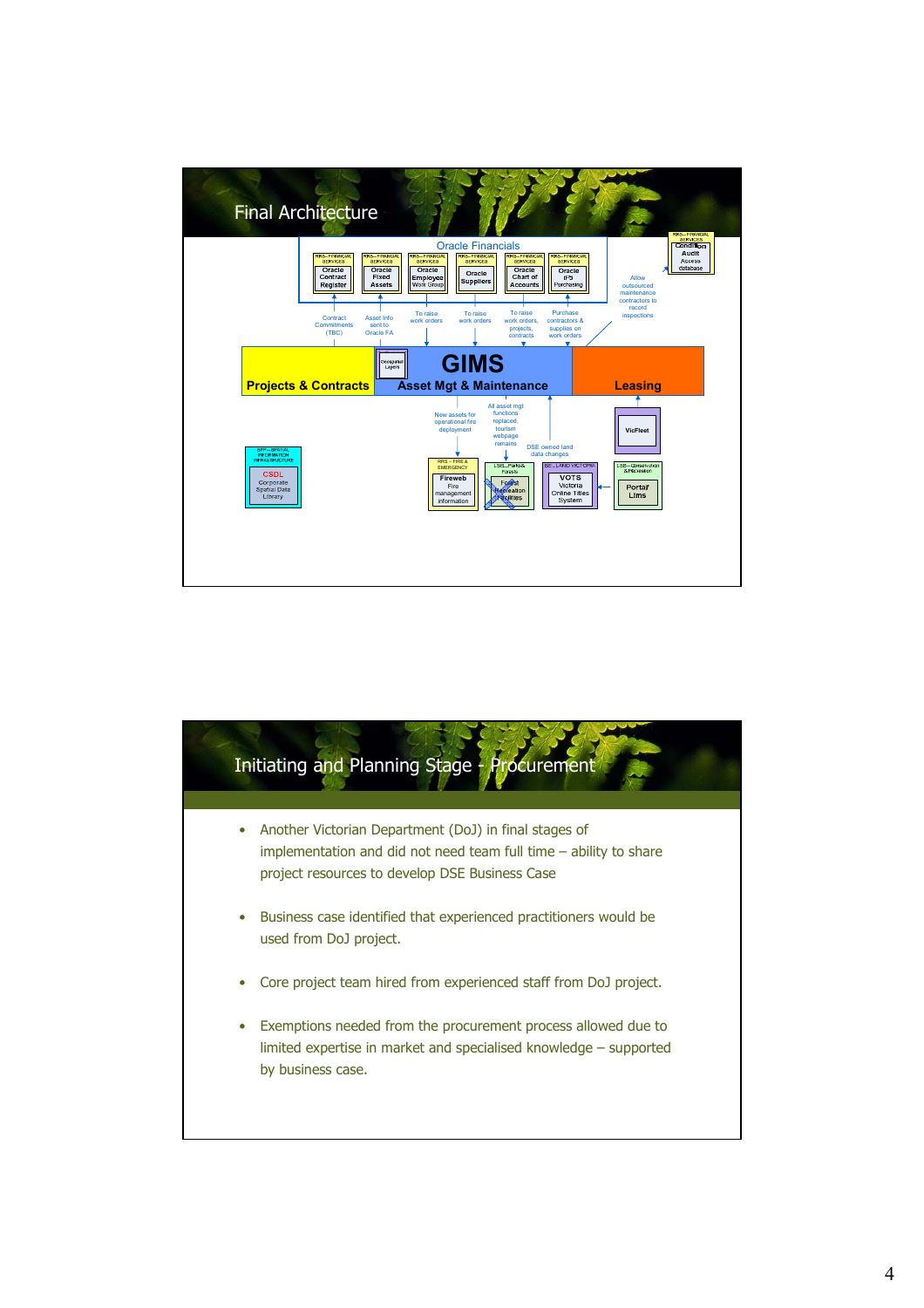## Final Architecture

Oracle Financials

| NRE – FINANCIAL SERVICES | NRE – FINANCIAL SERVICES | NRE – FINANCIAL SERVICES | NRE – FINANCIAL SERVICES | NRE – FINANCIAL SERVICES | NRE – FINANCIAL SERVICES |
|---|---|---|---|---|---|
| Oracle Contract Register | Oracle Fixed Assets | Oracle Employee Work Group | Oracle Suppliers | Oracle Chart of Accounts | Oracle IPS Purchasing |

NRE – FINANCIAL SERVICES: Condition Audit Access database

- Contract Commitments (TBC)
- Asset Info sent to Oracle FA
- To raise work orders
- To raise work orders
- To raise work orders, projects, contracts
- Purchase contractors & supplies on work orders
- Allow outsourced maintenance contractors to record inspections

**Projects & Contracts** | Geospatial Layers | **GIMS** – **Asset Mgt & Maintenance** | **Leasing**

- New assets for operational fire deployment
- All asset mgt functions replaced, tourism webpage remains
- DSE owned land data changes

- SPI – SPATIAL INFORMATION INFRASTRUCTURE: CSDL Corporate Spatial Data Library
- FIRE – FIRE & EMERGENCY: Fireweb Fire management information
- LSE – Parks & Forests: Forest Recreation Facilities
- SE – LAND VICTORIA: VOTS Victoria Online Titles System
- VicFleet
- LSE – Conservation & Recreation: Portal/ Lims

## Initiating and Planning Stage - Procurement

- Another Victorian Department (DoJ) in final stages of implementation and did not need team full time – ability to share project resources to develop DSE Business Case
- Business case identified that experienced practitioners would be used from DoJ project.
- Core project team hired from experienced staff from DoJ project.
- Exemptions needed from the procurement process allowed due to limited expertise in market and specialised knowledge – supported by business case.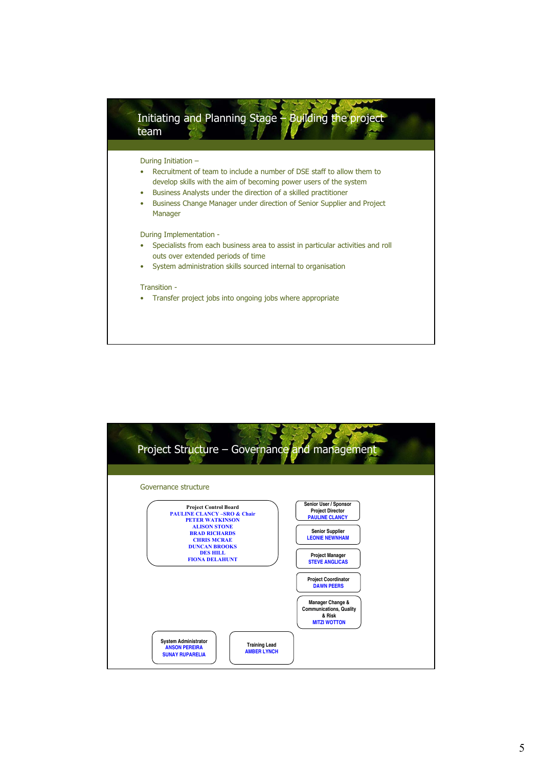# Initiating and Planning Stage – Building the project team

During Initiation –

- Recruitment of team to include a number of DSE staff to allow them to develop skills with the aim of becoming power users of the system
- Business Analysts under the direction of a skilled practitioner
- Business Change Manager under direction of Senior Supplier and Project Manager

During Implementation -

- Specialists from each business area to assist in particular activities and roll outs over extended periods of time
- System administration skills sourced internal to organisation

Transition -

- Transfer project jobs into ongoing jobs where appropriate

# Project Structure – Governance and management

Governance structure

**Project Control Board**
PAULINE CLANCY –SRO & Chair
PETER WATKINSON
ALISON STONE
BRAD RICHARDS
CHRIS MCRAE
DUNCAN BROOKS
DES HILL
FIONA DELAHUNT

**Senior User / Sponsor Project Director**
PAULINE CLANCY

**Senior Supplier**
LEONIE NEWNHAM

**Project Manager**
STEVE ANGLICAS

**Project Coordinator**
DAWN PEERS

**Manager Change & Communications, Quality & Risk**
MITZI WOTTON

**System Administrator**
ANSON PEREIRA
SUNAY RUPARELIA

**Training Lead**
AMBER LYNCH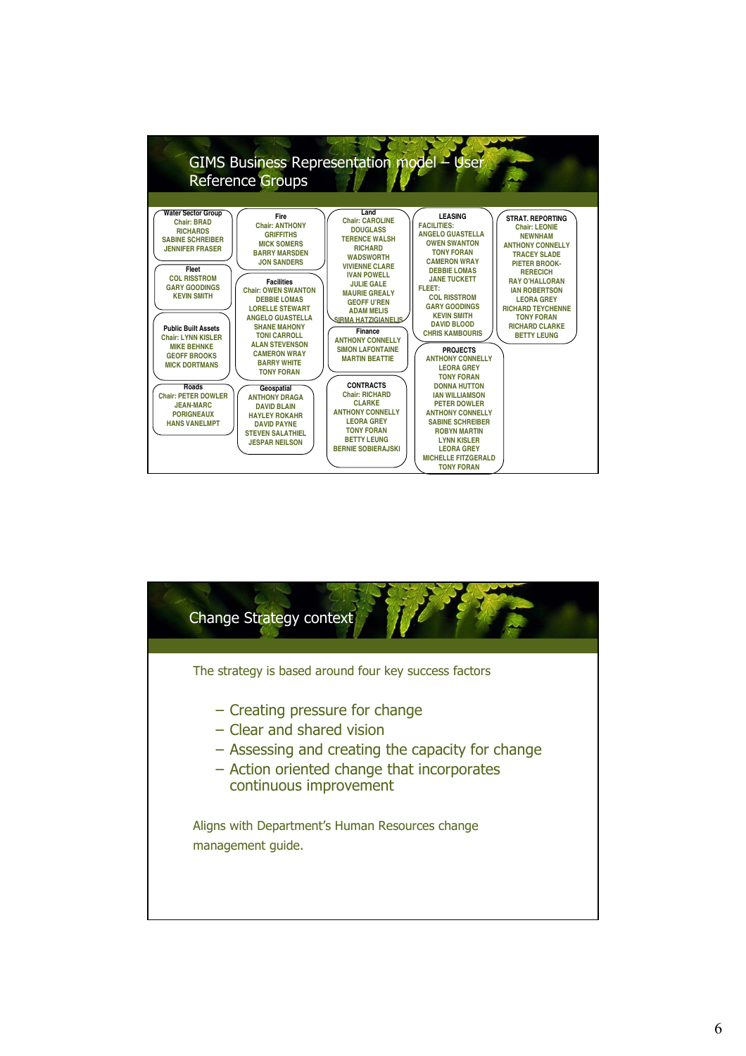## GIMS Business Representation model – User Reference Groups

**Water Sector Group**
Chair: BRAD RICHARDS
SABINE SCHREIBER
JENNIFER FRASER

**Fleet**
COL RISSTROM
GARY GOODINGS
KEVIN SMITH

**Public Built Assets**
Chair: LYNN KISLER
MIKE BEHNKE
GEOFF BROOKS
MICK DORTMANS

**Roads**
Chair: PETER DOWLER
JEAN-MARC PORIGNEAUX
HANS VANELMPT

**Fire**
Chair: ANTHONY GRIFFITHS
MICK SOMERS
BARRY MARSDEN
JON SANDERS

**Facilities**
Chair: OWEN SWANTON
DEBBIE LOMAS
LORELLE STEWART
ANGELO GUASTELLA
SHANE MAHONY
TONI CARROLL
ALAN STEVENSON
CAMERON WRAY
BARRY WHITE
TONY FORAN

**Geospatial**
ANTHONY DRAGA
DAVID BLAIN
HAYLEY ROKAHR
DAVID PAYNE
STEVEN SALATHIEL
JESPAR NEILSON

**Land**
Chair: CAROLINE DOUGLASS
TERENCE WALSH
RICHARD WADSWORTH
VIVIENNE CLARE
IVAN POWELL
JULIE GALE
MAURIE GREALY
GEOFF U'REN
ADAM MELIS
SIRMA HATZIGIANELIS

**Finance**
ANTHONY CONNELLY
SIMON LAFONTAINE
MARTIN BEATTIE

**CONTRACTS**
Chair: RICHARD CLARKE
ANTHONY CONNELLY
LEORA GREY
TONY FORAN
BETTY LEUNG
BERNIE SOBIERAJSKI

**LEASING**
FACILITIES:
ANGELO GUASTELLA
OWEN SWANTON
TONY FORAN
CAMERON WRAY
DEBBIE LOMAS
JANE TUCKETT
FLEET:
COL RISSTROM
GARY GOODINGS
KEVIN SMITH
DAVID BLOOD
CHRIS KAMBOURIS

**PROJECTS**
ANTHONY CONNELLY
LEORA GREY
TONY FORAN
DONNA HUTTON
IAN WILLIAMSON
PETER DOWLER
ANTHONY CONNELLY
SABINE SCHREIBER
ROBYN MARTIN
LYNN KISLER
LEORA GREY
MICHELLE FITZGERALD
TONY FORAN

**STRAT. REPORTING**
Chair: LEONIE NEWNHAM
ANTHONY CONNELLY
TRACEY SLADE
PIETER BROOK-RERECICH
RAY O'HALLORAN
IAN ROBERTSON
LEORA GREY
RICHARD TEYCHENNE
TONY FORAN
RICHARD CLARKE
BETTY LEUNG

## Change Strategy context

The strategy is based around four key success factors

- Creating pressure for change
- Clear and shared vision
- Assessing and creating the capacity for change
- Action oriented change that incorporates continuous improvement

Aligns with Department's Human Resources change management guide.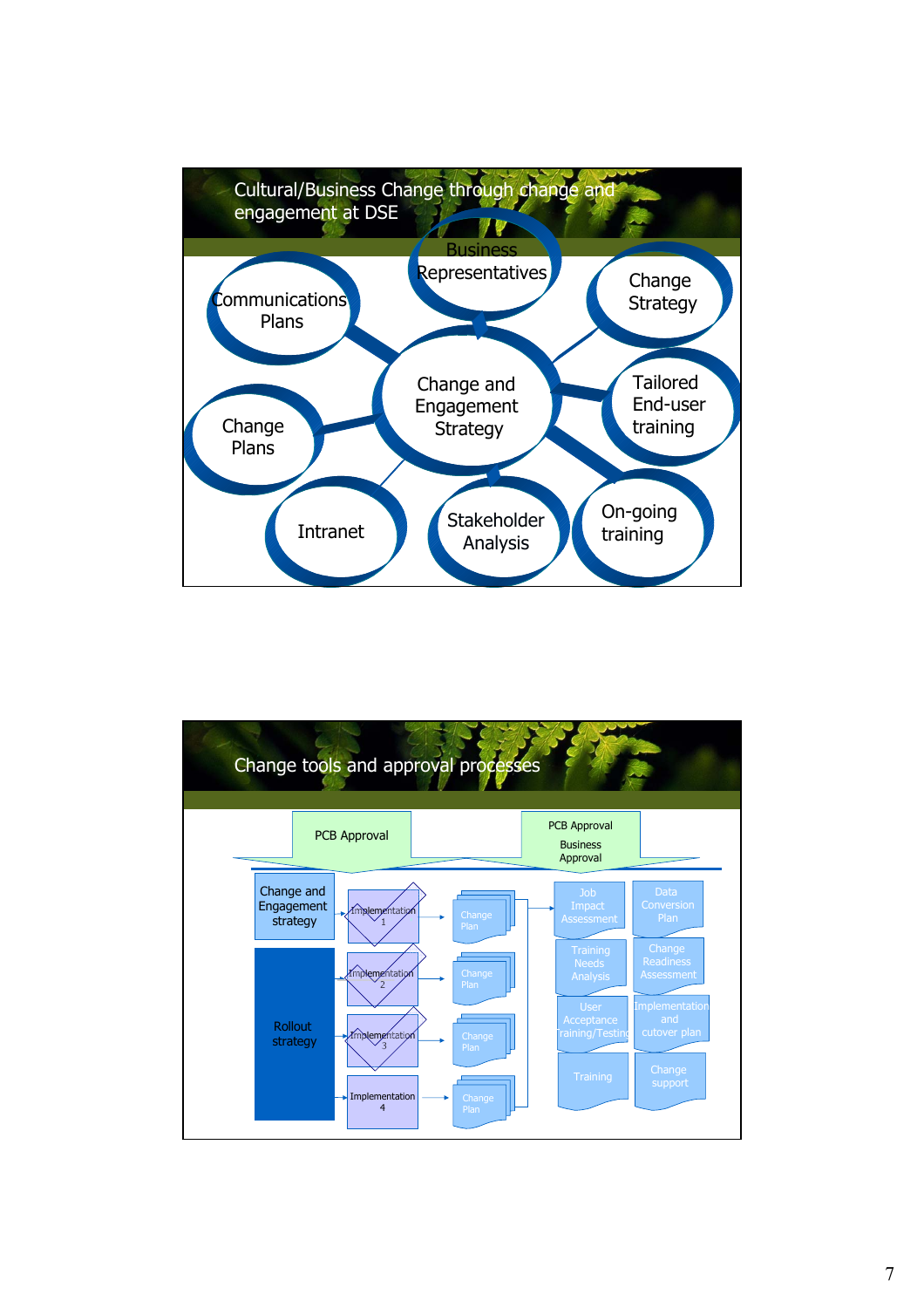## Cultural/Business Change through change and engagement at DSE

- Change and Engagement Strategy
  - Business Representatives
  - Communications Plans
  - Change Strategy
  - Tailored End-user training
  - Change Plans
  - Intranet
  - Stakeholder Analysis
  - On-going training

## Change tools and approval processes

PCB Approval

PCB Approval
Business Approval

Change and Engagement strategy

Rollout strategy

Implementation 1 → Change Plan

Implementation 2 → Change Plan

Implementation 3 → Change Plan

Implementation 4 → Change Plan

Job Impact Assessment

Data Conversion Plan

Training Needs Analysis

Change Readiness Assessment

User Acceptance Training/Testing

Implementation and cutover plan

Training

Change support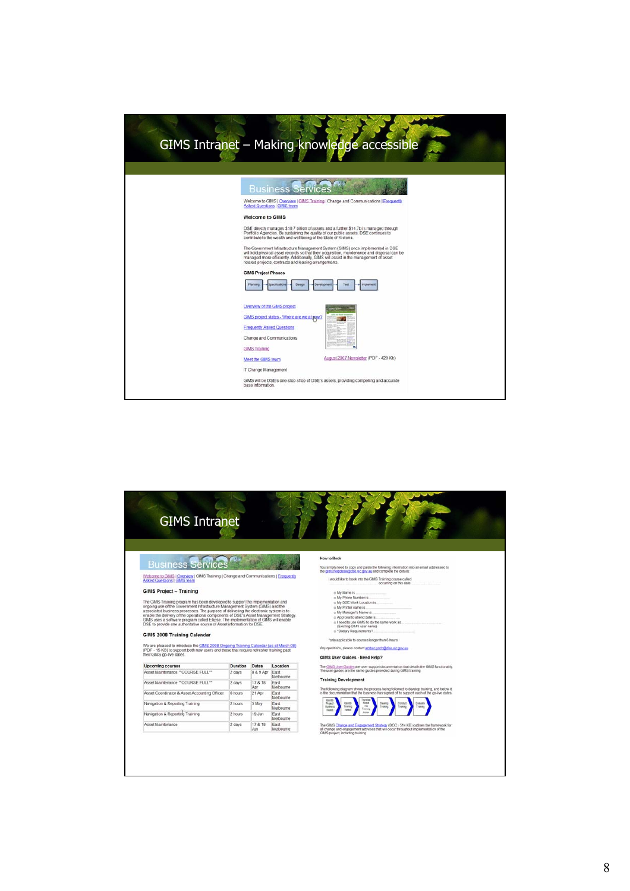# GIMS Intranet – Making knowledge accessible

Business Services

Welcome to GIMS | Overview | GIMS Training | Change and Communications | Frequently Asked Questions | GIMS team

**Welcome to GIMS**

DSE directly manages $10.7 billion of assets and a further $14.7b is managed through Portfolio Agencies. By sustaining the quality of our public assets, DSE continues to contribute to the wealth and well-being of the State of Victoria.

The Government Infrastructure Management System (GIMS) once implemented in DSE will hold physical asset records so that their acquisition, maintenance and disposal can be managed more efficiently. Additionally, GIMS will assist in the management of asset related projects, contracts and leasing arrangements.

**GIMS Project Phases**

Planning → Specifications → Design → Development → Test → Implement

Overview of the GIMS project

GIMS project status - Where are we at now?

Frequently Asked Questions

Change and Communications

GIMS Training

Meet the GIMS team

IT Change Management

August 2007 Newsletter (PDF - 420 Kb)

GIMS will be DSE's one-stop-shop of DSE's assets, providing compelling and accurate base information.

# GIMS Intranet

Business Services

Welcome to GIMS | Overview | GIMS Training | Change and Communications | Frequently Asked Questions | GIMS team

**GIMS Project – Training**

The GIMS Training program has been developed to support the implementation and ongoing use of the Government Infrastructure Management System (GIMS) and the associated business processes. The purpose of delivering the electronic system is to enable the delivery of the operational components of DSE's Asset Management Strategy. GIMS uses a software program called Ellipse. The implementation of GIMS will enable DSE to provide one authoritative source of Asset information for DSE.

**GIMS 2008 Training Calendar**

We are pleased to introduce the GIMS 2008 Ongoing Training Calendar (as at March 08) (PDF - 15 KB) to support both new users and those that require refresher training past their GIMS go-live dates.

| Upcoming courses | Duration | Dates | Location |
|---|---|---|---|
| Asset Maintenance **COURSE FULL** | 2 days | 8 & 9 Apr | East Melbourne |
| Asset Maintenance **COURSE FULL** | 2 days | 17 & 18 Apr | East Melbourne |
| Asset Coordinator & Asset Accounting Officer | 6 hours | 21 Apr | East Melbourne |
| Navigation & Reporting Training | 2 hours | 5 May | East Melbourne |
| Navigation & Reporting Training | 2 hours | 19 Jun | East Melbourne |
| Asset Maintenance | 2 days | 17 & 18 Jun | East Melbourne |

**How to Book**

You simply need to copy and paste the following information into an email addressed to the gims.helpdesk@dse.vic.gov.au and complete the details:

I would like to book into the GIMS Training course called .................. occurring on this date: ..................

- My Name is ..................
- My Phone Number is ..................
- My DSE Work Location is ..................
- My Printer name is ..................
- My Manager's Name is ..................
- Approval to attend date is ..................
- I need to use GIMS to do the same work as .................. (Existing GIMS user name)
- *Dietary Requirements*

*only applicable to courses longer than 6 hours

Any questions, please contact amber.lynch@dse.vic.gov.au

**GIMS User Guides - Need Help?**

The GIMS User Guides are user support documentation that details the GIMS functionality. The user guides are the same guides provided during GIMS training.

**Training Development**

The following diagram shows the process being followed to develop training, and below it is the documentation that the business has signed off to support each of the go-live dates.

Identify Project Business Need → Identify Training Needs → Translate Needs into Training Action → Develop Training → Conduct Training → Evaluate Training

The GIMS Change and Engagement Strategy (DOC - 514 KB) outlines the framework for all change and engagement activities that will occur throughout implementation of the GIMS project, including training.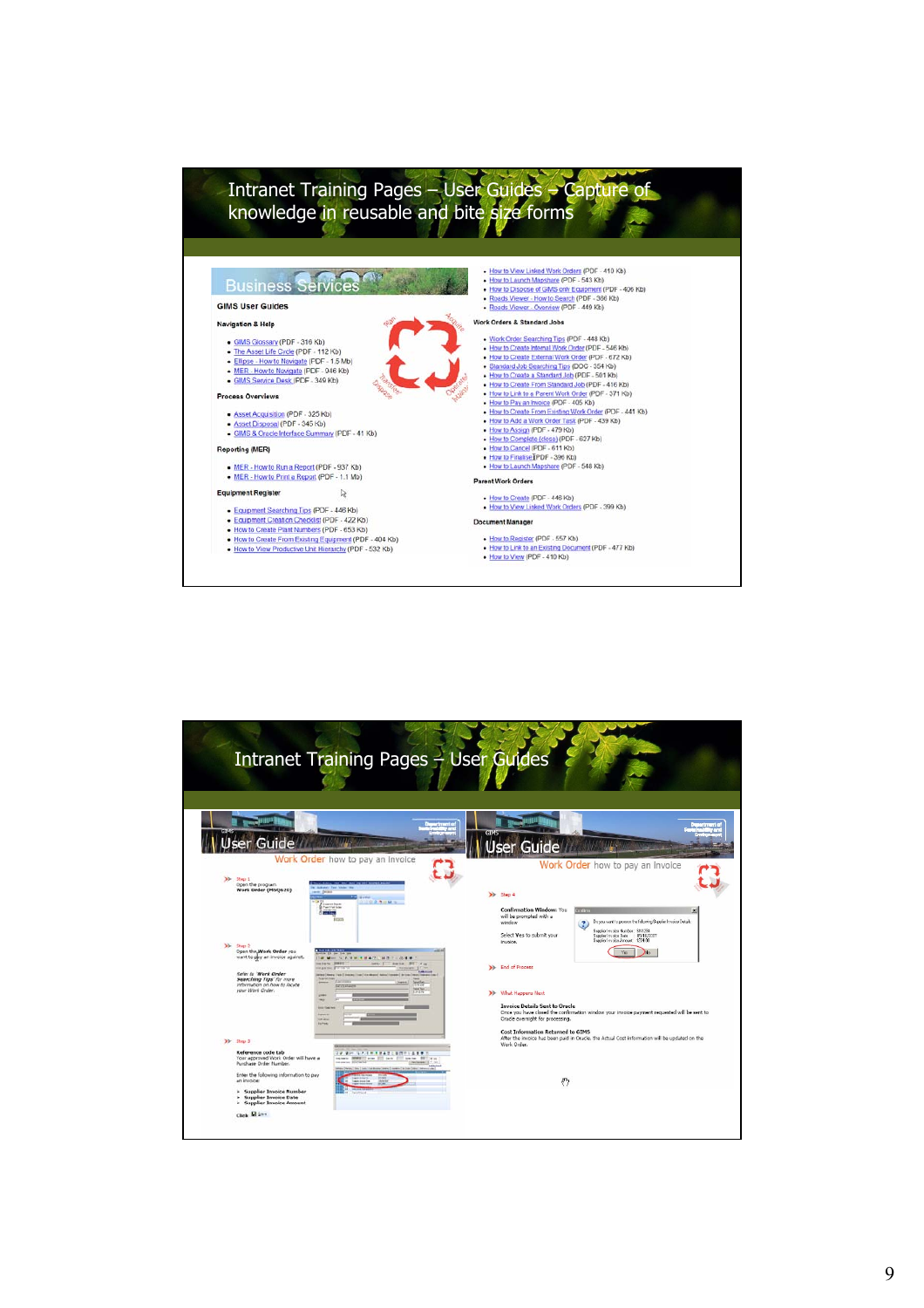# Intranet Training Pages – User Guides – Capture of knowledge in reusable and bite size forms

## Business Services

### GIMS User Guides

**Navigation & Help**

- GIMS Glossary (PDF - 316 Kb)
- The Asset Life Cycle (PDF - 112 Kb)
- Ellipse - How to Navigate (PDF - 1.5 Mb)
- MER - How to Navigate (PDF - 946 Kb)
- GIMS Service Desk (PDF - 349 Kb)

**Process Overviews**

- Asset Acquisition (PDF - 325 Kb)
- Asset Disposal (PDF - 345 Kb)
- GIMS & Oracle Interface Summary (PDF - 41 Kb)

**Reporting (MER)**

- MER - How to Run a Report (PDF - 937 Kb)
- MER - How to Print a Report (PDF - 1.1 Mb)

**Equipment Register**

- Equipment Searching Tips (PDF - 446 Kb)
- Equipment Creation Checklist (PDF - 422 Kb)
- How to Create Plant Numbers (PDF - 653 Kb)
- How to Create From Existing Equipment (PDF - 404 Kb)
- How to View Productive Unit Hierarchy (PDF - 532 Kb)
- How to View Linked Work Orders (PDF - 410 Kb)
- How to Launch Mapshare (PDF - 543 Kb)
- How to Dispose of GIMS only Equipment (PDF - 406 Kb)
- Roads Viewer - How to Search (PDF - 386 Kb)
- Roads Viewer - Overview (PDF - 449 Kb)

**Work Orders & Standard Jobs**

- Work Order Searching Tips (PDF - 448 Kb)
- How to Create Internal Work Order (PDF - 546 Kb)
- How to Create External Work Order (PDF - 672 Kb)
- Standard Job Searching Tips (DOC - 354 Kb)
- How to Create a Standard Job (PDF - 501 Kb)
- How to Create From Standard Job (PDF - 416 Kb)
- How to Link to a Parent Work Order (PDF - 371 Kb)
- How to Pay an Invoice (PDF - 405 Kb)
- How to Create From Existing Work Order (PDF - 441 Kb)
- How to Add a Work Order Task (PDF - 439 Kb)
- How to Assign (PDF - 479 Kb)
- How to Complete (close) (PDF - 627 Kb)
- How to Cancel (PDF - 611 Kb)
- How to Finalise (PDF - 396 Kb)
- How to Launch Mapshare (PDF - 548 Kb)

**Parent Work Orders**

- How to Create (PDF - 446 Kb)
- How to View Linked Work Orders (PDF - 399 Kb)

**Document Manager**

- How to Register (PDF - 557 Kb)
- How to Link to an Existing Document (PDF - 477 Kb)
- How to View (PDF - 410 Kb)

# Intranet Training Pages – User Guides

## User Guide

**Work Order** how to pay an invoice

**Step 1**
Open the program
Work Order (MSQ620)

**Step 2**
Open the Work Order you want to pay an invoice against.

Refer to *'Work Order Searching Tips'* for more information on how to locate your Work Order.

**Step 3**
Reference code tab
Your approved Work Order will have a Purchase Order Number.

Enter the following information to pay an invoice:

- Supplier Invoice Number
- Supplier Invoice Date
- Supplier Invoice Amount

Click Save

## User Guide

**Work Order** how to pay an invoice

**Step 4**

Confirmation Window: You will be prompted with a window

Select Yes to submit your invoice.

**End of Process**

**What Happens Next**

**Invoice Details Sent to Oracle**
Once you have closed the confirmation window your invoice payment requested will be sent to Oracle overnight for processing.

**Cost Information Returned to GIMS**
After the invoice has been paid in Oracle, the Actual Cost information will be updated on the Work Order.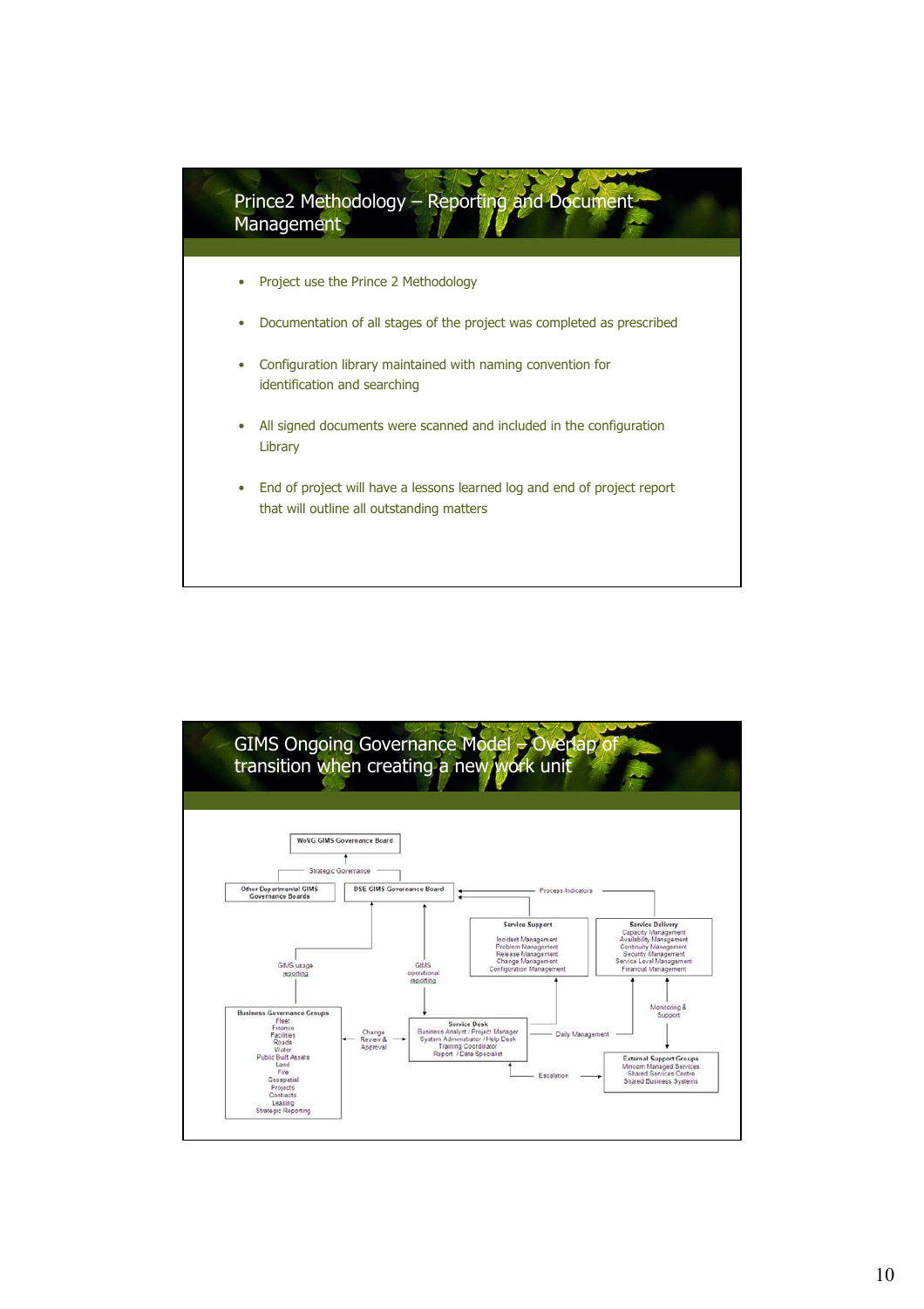## Prince2 Methodology – Reporting and Document Management

- Project use the Prince 2 Methodology
- Documentation of all stages of the project was completed as prescribed
- Configuration library maintained with naming convention for identification and searching
- All signed documents were scanned and included in the configuration Library
- End of project will have a lessons learned log and end of project report that will outline all outstanding matters

## GIMS Ongoing Governance Model – Overlap of transition when creating a new work unit

WoVG GIMS Governance Board

Strategic Governance

Other Departmental GIMS Governance Boards

DSE GIMS Governance Board

Process Indicators

Service Support
Incident Management
Problem Management
Release Management
Change Management
Configuration Management

Service Delivery
Capacity Management
Availability Management
Continuity Management
Security Management
Service Level Management
Financial Management

GIMS usage reporting

GIMS operational reporting

Monitoring & Support

Business Governance Groups
Fleet
Finance
Facilities
Roads
Water
Public Built Assets
Land
Fire
Geospatial
Projects
Contracts
Leasing
Strategic Reporting

Change Review & Approval

Service Desk
Business Analyst / Project Manager
System Administrator / Help Desk
Training Coordinator
Report / Data Specialist

Daily Management

Escalation

External Support Groups
Mincom Managed Services
Shared Services Centre
Shared Business Systems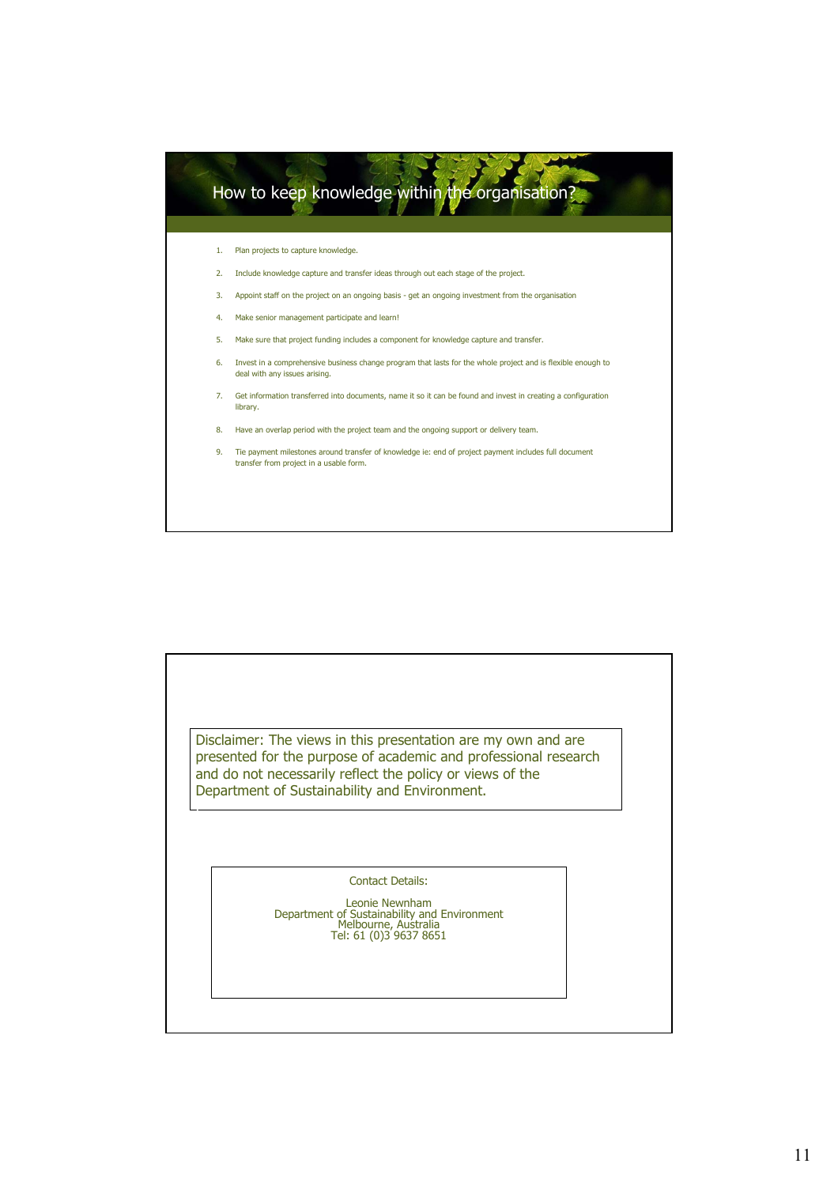## How to keep knowledge within the organisation?

1. Plan projects to capture knowledge.
2. Include knowledge capture and transfer ideas through out each stage of the project.
3. Appoint staff on the project on an ongoing basis - get an ongoing investment from the organisation
4. Make senior management participate and learn!
5. Make sure that project funding includes a component for knowledge capture and transfer.
6. Invest in a comprehensive business change program that lasts for the whole project and is flexible enough to deal with any issues arising.
7. Get information transferred into documents, name it so it can be found and invest in creating a configuration library.
8. Have an overlap period with the project team and the ongoing support or delivery team.
9. Tie payment milestones around transfer of knowledge ie: end of project payment includes full document transfer from project in a usable form.

Disclaimer: The views in this presentation are my own and are presented for the purpose of academic and professional research and do not necessarily reflect the policy or views of the Department of Sustainability and Environment.

Contact Details:

Leonie Newnham
Department of Sustainability and Environment
Melbourne, Australia
Tel: 61 (0)3 9637 8651